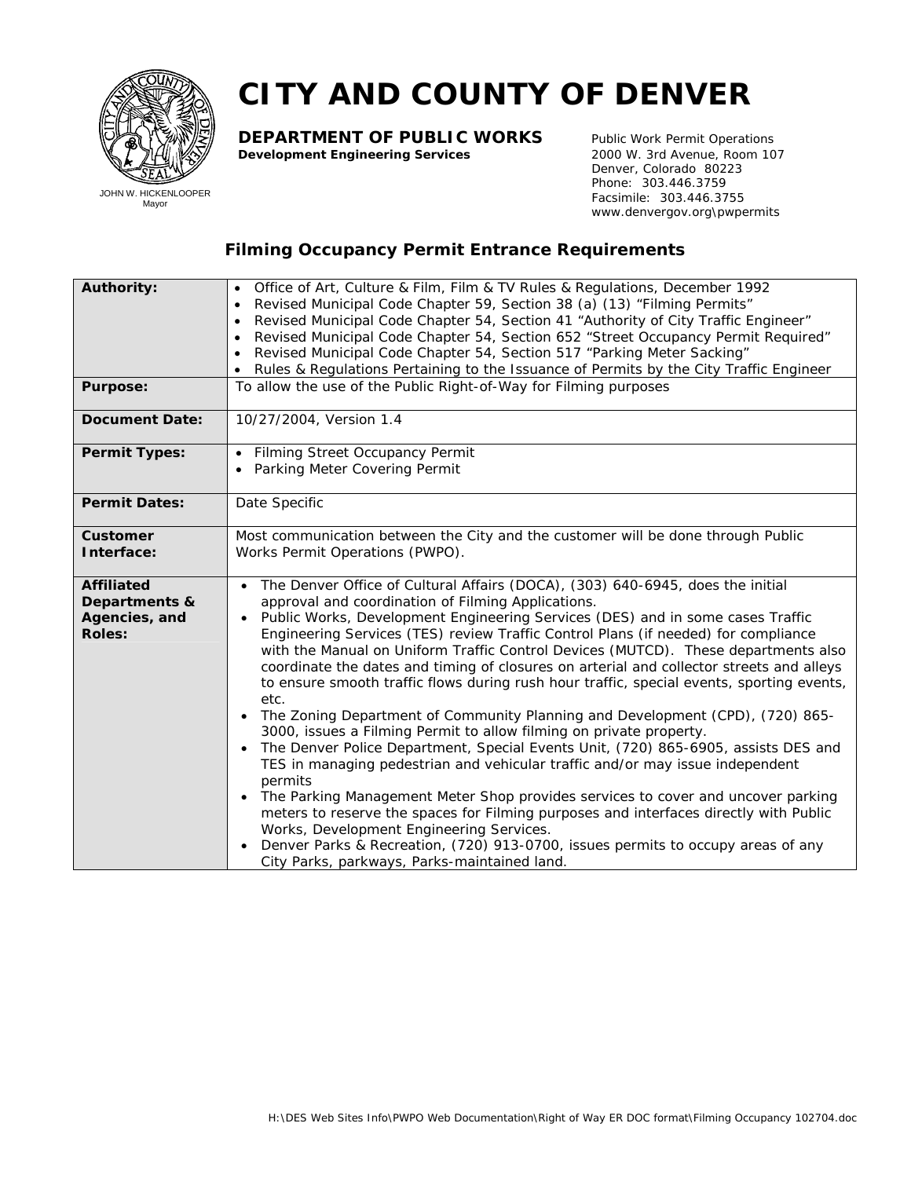# CITY AND COUNTY OF DENVER

JOHN W. HICKENLOOPER
Mayor

**DEPARTMENT OF PUBLIC WORKS**
**Development Engineering Services**

Public Work Permit Operations
2000 W. 3rd Avenue, Room 107
Denver, Colorado 80223
Phone: 303.446.3759
Facsimile: 303.446.3755
www.denvergov.org\pwpermits

## Filming Occupancy Permit Entrance Requirements

| | |
|---|---|
| **Authority:** | • Office of Art, Culture & Film, Film & TV Rules & Regulations, December 1992<br>• Revised Municipal Code Chapter 59, Section 38 (a) (13) "Filming Permits"<br>• Revised Municipal Code Chapter 54, Section 41 "Authority of City Traffic Engineer"<br>• Revised Municipal Code Chapter 54, Section 652 "Street Occupancy Permit Required"<br>• Revised Municipal Code Chapter 54, Section 517 "Parking Meter Sacking"<br>• Rules & Regulations Pertaining to the Issuance of Permits by the City Traffic Engineer |
| **Purpose:** | To allow the use of the Public Right-of-Way for Filming purposes |
| **Document Date:** | 10/27/2004, Version 1.4 |
| **Permit Types:** | • Filming Street Occupancy Permit<br>• Parking Meter Covering Permit |
| **Permit Dates:** | Date Specific |
| **Customer Interface:** | Most communication between the City and the customer will be done through Public Works Permit Operations (PWPO). |
| **Affiliated Departments & Agencies, and Roles:** | • The Denver Office of Cultural Affairs (DOCA), (303) 640-6945, does the initial approval and coordination of Filming Applications.<br>• Public Works, Development Engineering Services (DES) and in some cases Traffic Engineering Services (TES) review Traffic Control Plans (if needed) for compliance with the Manual on Uniform Traffic Control Devices (MUTCD). These departments also coordinate the dates and timing of closures on arterial and collector streets and alleys to ensure smooth traffic flows during rush hour traffic, special events, sporting events, etc.<br>• The Zoning Department of Community Planning and Development (CPD), (720) 865-3000, issues a Filming Permit to allow filming on private property.<br>• The Denver Police Department, Special Events Unit, (720) 865-6905, assists DES and TES in managing pedestrian and vehicular traffic and/or may issue independent permits<br>• The Parking Management Meter Shop provides services to cover and uncover parking meters to reserve the spaces for Filming purposes and interfaces directly with Public Works, Development Engineering Services.<br>• Denver Parks & Recreation, (720) 913-0700, issues permits to occupy areas of any City Parks, parkways, Parks-maintained land. |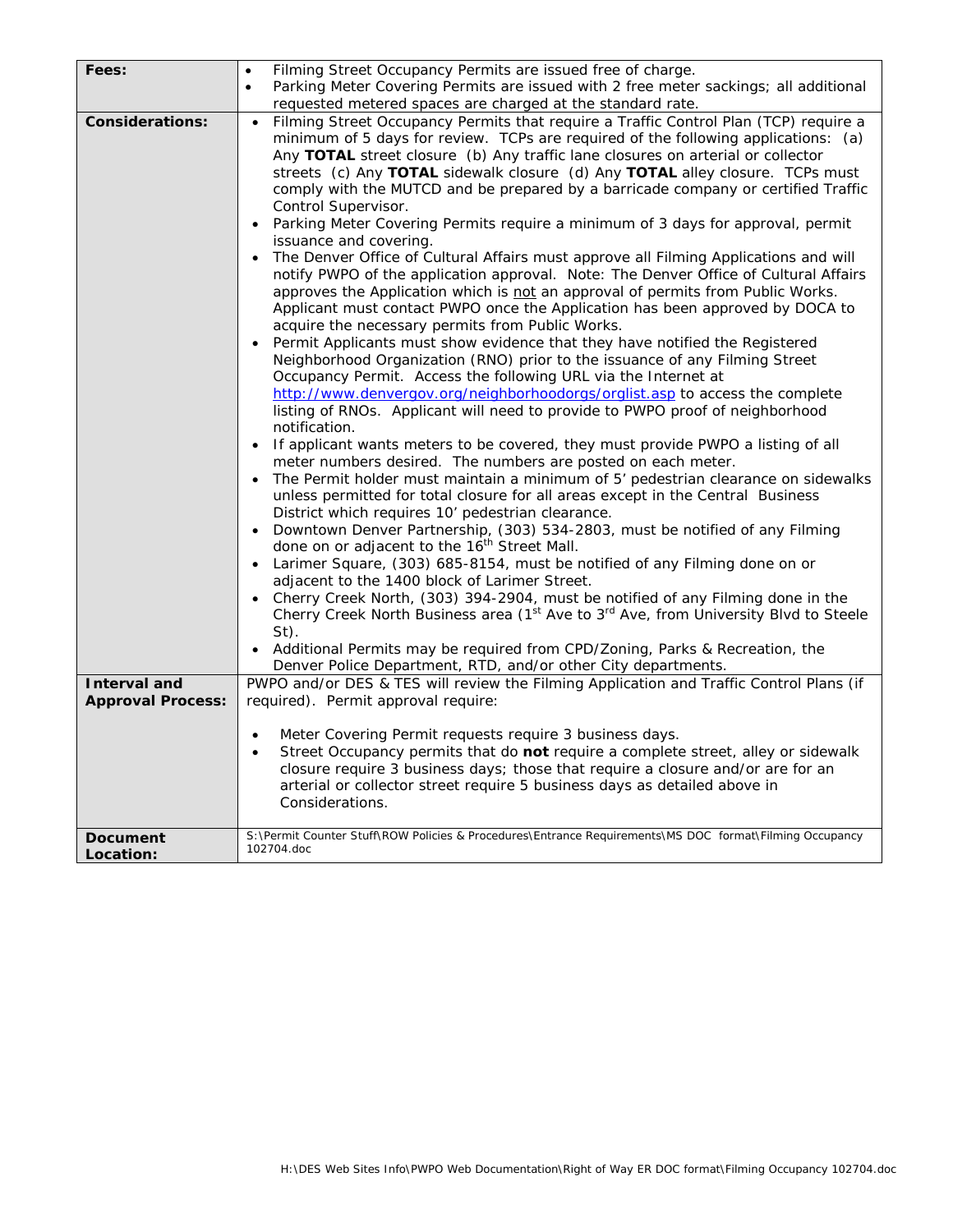| | |
|---|---|
| **Fees:** | • Filming Street Occupancy Permits are issued free of charge.<br>• Parking Meter Covering Permits are issued with 2 free meter sackings; all additional requested metered spaces are charged at the standard rate. |
| **Considerations:** | • Filming Street Occupancy Permits that require a Traffic Control Plan (TCP) require a minimum of 5 days for review. TCPs are required of the following applications: (a) Any **TOTAL** street closure (b) Any traffic lane closures on arterial or collector streets (c) Any **TOTAL** sidewalk closure (d) Any **TOTAL** alley closure. TCPs must comply with the MUTCD and be prepared by a barricade company or certified Traffic Control Supervisor.<br>• Parking Meter Covering Permits require a minimum of 3 days for approval, permit issuance and covering.<br>• The Denver Office of Cultural Affairs must approve all Filming Applications and will notify PWPO of the application approval. Note: The Denver Office of Cultural Affairs approves the Application which is <u>not</u> an approval of permits from Public Works. Applicant must contact PWPO once the Application has been approved by DOCA to acquire the necessary permits from Public Works.<br>• Permit Applicants must show evidence that they have notified the Registered Neighborhood Organization (RNO) prior to the issuance of any Filming Street Occupancy Permit. Access the following URL via the Internet at http://www.denvergov.org/neighborhoodorgs/orglist.asp to access the complete listing of RNOs. Applicant will need to provide to PWPO proof of neighborhood notification.<br>• If applicant wants meters to be covered, they must provide PWPO a listing of all meter numbers desired. The numbers are posted on each meter.<br>• The Permit holder must maintain a minimum of 5' pedestrian clearance on sidewalks unless permitted for total closure for all areas except in the Central Business District which requires 10' pedestrian clearance.<br>• Downtown Denver Partnership, (303) 534-2803, must be notified of any Filming done on or adjacent to the 16th Street Mall.<br>• Larimer Square, (303) 685-8154, must be notified of any Filming done on or adjacent to the 1400 block of Larimer Street.<br>• Cherry Creek North, (303) 394-2904, must be notified of any Filming done in the Cherry Creek North Business area (1st Ave to 3rd Ave, from University Blvd to Steele St).<br>• Additional Permits may be required from CPD/Zoning, Parks & Recreation, the Denver Police Department, RTD, and/or other City departments. |
| **Interval and Approval Process:** | PWPO and/or DES & TES will review the Filming Application and Traffic Control Plans (if required). Permit approval require:<br><br>• Meter Covering Permit requests require 3 business days.<br>• Street Occupancy permits that do **not** require a complete street, alley or sidewalk closure require 3 business days; those that require a closure and/or are for an arterial or collector street require 5 business days as detailed above in Considerations. |
| **Document Location:** | S:\Permit Counter Stuff\ROW Policies & Procedures\Entrance Requirements\MS DOC format\Filming Occupancy 102704.doc |